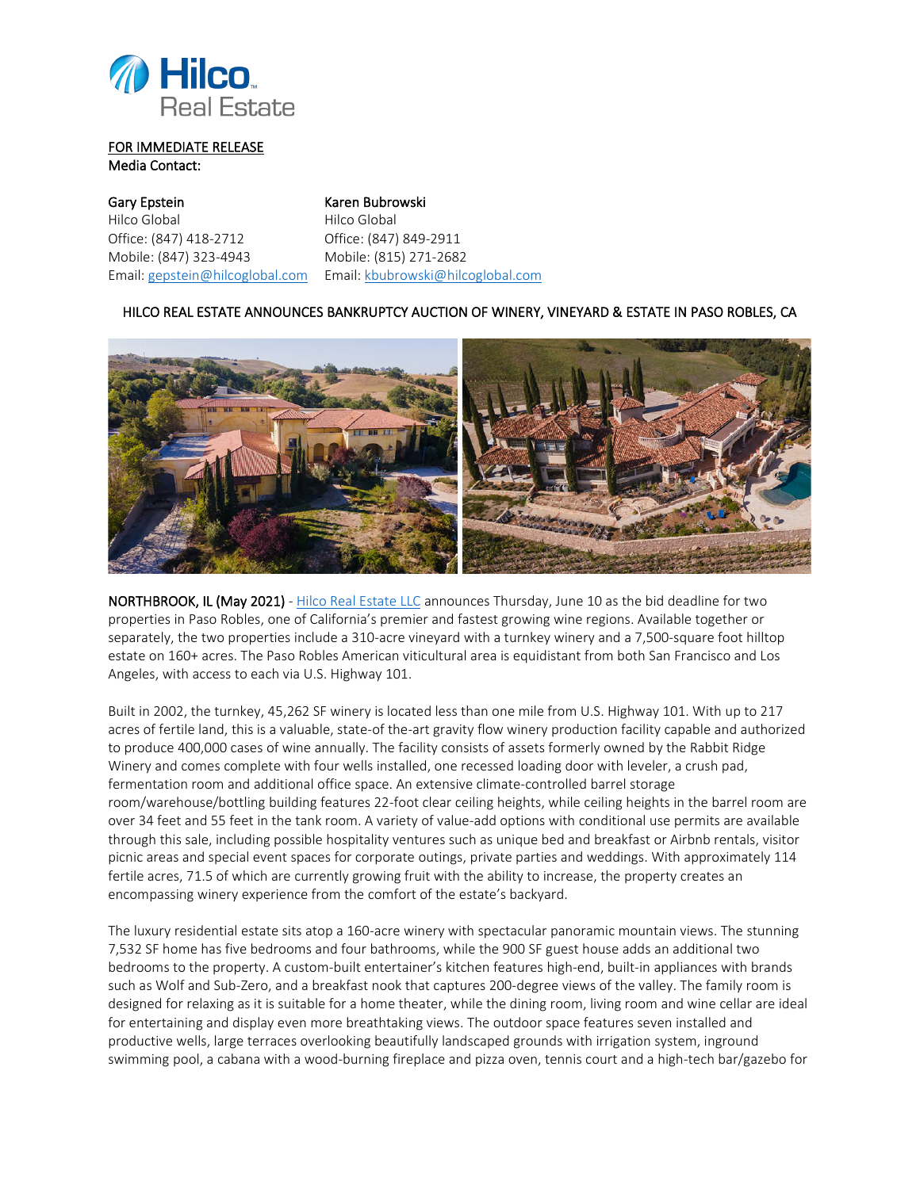Hilco Real Estate

FOR IMMEDIATE RELEASE
**Media Contact:**

**Gary Epstein**
Hilco Global
Office: (847) 418-2712
Mobile: (847) 323-4943
Email: gepstein@hilcoglobal.com

**Karen Bubrowski**
Hilco Global
Office: (847) 849-2911
Mobile: (815) 271-2682
Email: kbubrowski@hilcoglobal.com

## HILCO REAL ESTATE ANNOUNCES BANKRUPTCY AUCTION OF WINERY, VINEYARD & ESTATE IN PASO ROBLES, CA

**NORTHBROOK, IL (May 2021)** - Hilco Real Estate LLC announces Thursday, June 10 as the bid deadline for two properties in Paso Robles, one of California's premier and fastest growing wine regions. Available together or separately, the two properties include a 310-acre vineyard with a turnkey winery and a 7,500-square foot hilltop estate on 160+ acres. The Paso Robles American viticultural area is equidistant from both San Francisco and Los Angeles, with access to each via U.S. Highway 101.

Built in 2002, the turnkey, 45,262 SF winery is located less than one mile from U.S. Highway 101. With up to 217 acres of fertile land, this is a valuable, state-of-the-art gravity flow winery production facility capable and authorized to produce 400,000 cases of wine annually. The facility consists of assets formerly owned by the Rabbit Ridge Winery and comes complete with four wells installed, one recessed loading door with leveler, a crush pad, fermentation room and additional office space. An extensive climate-controlled barrel storage room/warehouse/bottling building features 22-foot clear ceiling heights, while ceiling heights in the barrel room are over 34 feet and 55 feet in the tank room. A variety of value-add options with conditional use permits are available through this sale, including possible hospitality ventures such as unique bed and breakfast or Airbnb rentals, visitor picnic areas and special event spaces for corporate outings, private parties and weddings. With approximately 114 fertile acres, 71.5 of which are currently growing fruit with the ability to increase, the property creates an encompassing winery experience from the comfort of the estate's backyard.

The luxury residential estate sits atop a 160-acre winery with spectacular panoramic mountain views. The stunning 7,532 SF home has five bedrooms and four bathrooms, while the 900 SF guest house adds an additional two bedrooms to the property. A custom-built entertainer's kitchen features high-end, built-in appliances with brands such as Wolf and Sub-Zero, and a breakfast nook that captures 200-degree views of the valley. The family room is designed for relaxing as it is suitable for a home theater, while the dining room, living room and wine cellar are ideal for entertaining and display even more breathtaking views. The outdoor space features seven installed and productive wells, large terraces overlooking beautifully landscaped grounds with irrigation system, inground swimming pool, a cabana with a wood-burning fireplace and pizza oven, tennis court and a high-tech bar/gazebo for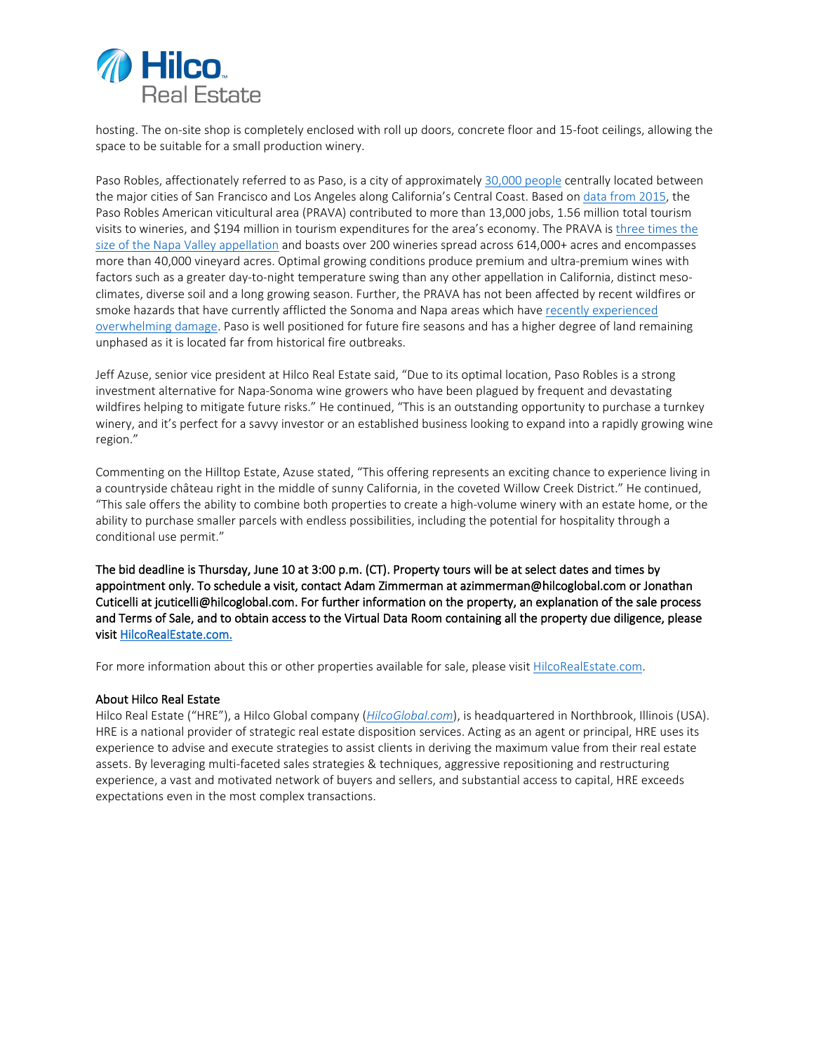hosting. The on-site shop is completely enclosed with roll up doors, concrete floor and 15-foot ceilings, allowing the space to be suitable for a small production winery.

Paso Robles, affectionately referred to as Paso, is a city of approximately 30,000 people centrally located between the major cities of San Francisco and Los Angeles along California's Central Coast. Based on data from 2015, the Paso Robles American viticultural area (PRAVA) contributed to more than 13,000 jobs, 1.56 million total tourism visits to wineries, and $194 million in tourism expenditures for the area's economy. The PRAVA is three times the size of the Napa Valley appellation and boasts over 200 wineries spread across 614,000+ acres and encompasses more than 40,000 vineyard acres. Optimal growing conditions produce premium and ultra-premium wines with factors such as a greater day-to-night temperature swing than any other appellation in California, distinct meso-climates, diverse soil and a long growing season. Further, the PRAVA has not been affected by recent wildfires or smoke hazards that have currently afflicted the Sonoma and Napa areas which have recently experienced overwhelming damage. Paso is well positioned for future fire seasons and has a higher degree of land remaining unphased as it is located far from historical fire outbreaks.

Jeff Azuse, senior vice president at Hilco Real Estate said, "Due to its optimal location, Paso Robles is a strong investment alternative for Napa-Sonoma wine growers who have been plagued by frequent and devastating wildfires helping to mitigate future risks." He continued, "This is an outstanding opportunity to purchase a turnkey winery, and it's perfect for a savvy investor or an established business looking to expand into a rapidly growing wine region."

Commenting on the Hilltop Estate, Azuse stated, "This offering represents an exciting chance to experience living in a countryside château right in the middle of sunny California, in the coveted Willow Creek District." He continued, "This sale offers the ability to combine both properties to create a high-volume winery with an estate home, or the ability to purchase smaller parcels with endless possibilities, including the potential for hospitality through a conditional use permit."

**The bid deadline is Thursday, June 10 at 3:00 p.m. (CT). Property tours will be at select dates and times by appointment only. To schedule a visit, contact Adam Zimmerman at azimmerman@hilcoglobal.com or Jonathan Cuticelli at jcuticelli@hilcoglobal.com. For further information on the property, an explanation of the sale process and Terms of Sale, and to obtain access to the Virtual Data Room containing all the property due diligence, please visit HilcoRealEstate.com.**

For more information about this or other properties available for sale, please visit HilcoRealEstate.com.

**About Hilco Real Estate**
Hilco Real Estate ("HRE"), a Hilco Global company (*HilcoGlobal.com*), is headquartered in Northbrook, Illinois (USA). HRE is a national provider of strategic real estate disposition services. Acting as an agent or principal, HRE uses its experience to advise and execute strategies to assist clients in deriving the maximum value from their real estate assets. By leveraging multi-faceted sales strategies & techniques, aggressive repositioning and restructuring experience, a vast and motivated network of buyers and sellers, and substantial access to capital, HRE exceeds expectations even in the most complex transactions.